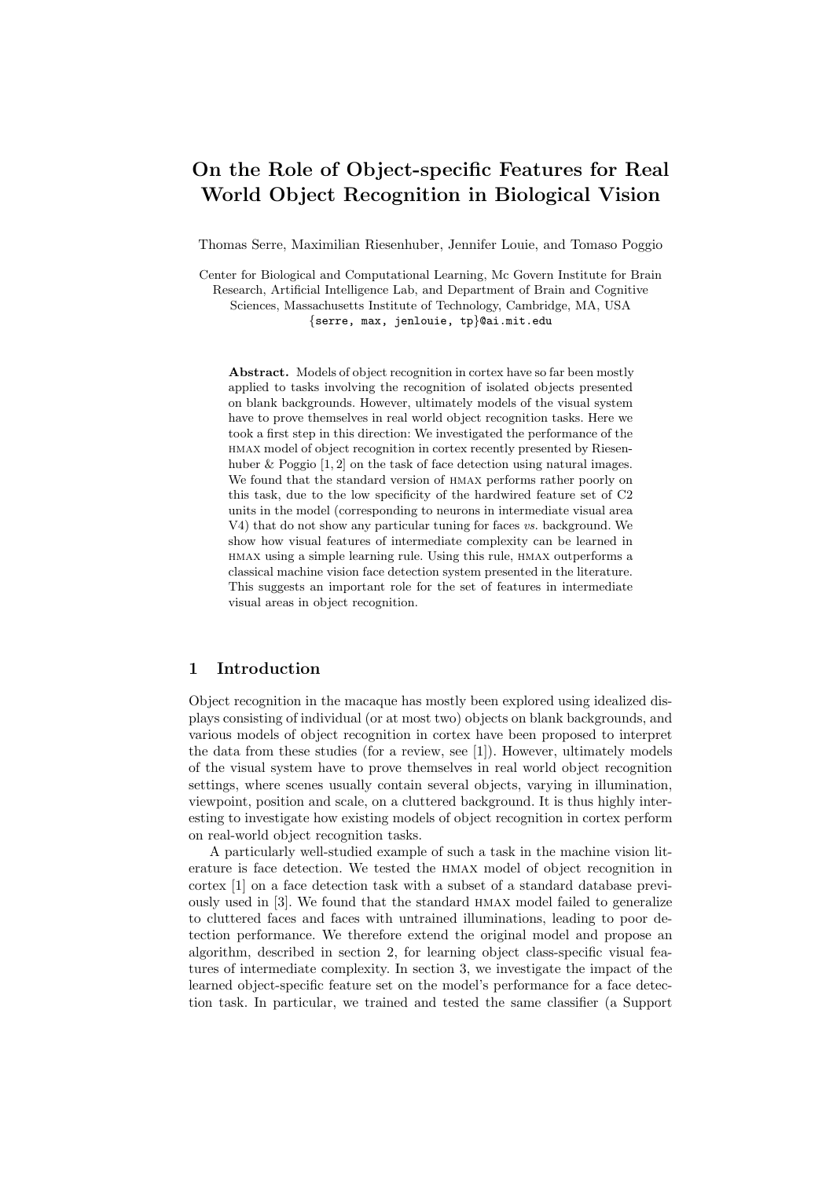# On the Role of Object-specific Features for Real World Object Recognition in Biological Vision

Thomas Serre, Maximilian Riesenhuber, Jennifer Louie, and Tomaso Poggio

Center for Biological and Computational Learning, Mc Govern Institute for Brain Research, Artificial Intelligence Lab, and Department of Brain and Cognitive Sciences, Massachusetts Institute of Technology, Cambridge, MA, USA
{serre, max, jenlouie, tp}@ai.mit.edu

**Abstract.** Models of object recognition in cortex have so far been mostly applied to tasks involving the recognition of isolated objects presented on blank backgrounds. However, ultimately models of the visual system have to prove themselves in real world object recognition tasks. Here we took a first step in this direction: We investigated the performance of the HMAX model of object recognition in cortex recently presented by Riesenhuber & Poggio [1, 2] on the task of face detection using natural images. We found that the standard version of HMAX performs rather poorly on this task, due to the low specificity of the hardwired feature set of C2 units in the model (corresponding to neurons in intermediate visual area V4) that do not show any particular tuning for faces *vs.* background. We show how visual features of intermediate complexity can be learned in HMAX using a simple learning rule. Using this rule, HMAX outperforms a classical machine vision face detection system presented in the literature. This suggests an important role for the set of features in intermediate visual areas in object recognition.

## 1 Introduction

Object recognition in the macaque has mostly been explored using idealized displays consisting of individual (or at most two) objects on blank backgrounds, and various models of object recognition in cortex have been proposed to interpret the data from these studies (for a review, see [1]). However, ultimately models of the visual system have to prove themselves in real world object recognition settings, where scenes usually contain several objects, varying in illumination, viewpoint, position and scale, on a cluttered background. It is thus highly interesting to investigate how existing models of object recognition in cortex perform on real-world object recognition tasks.

A particularly well-studied example of such a task in the machine vision literature is face detection. We tested the HMAX model of object recognition in cortex [1] on a face detection task with a subset of a standard database previously used in [3]. We found that the standard HMAX model failed to generalize to cluttered faces and faces with untrained illuminations, leading to poor detection performance. We therefore extend the original model and propose an algorithm, described in section 2, for learning object class-specific visual features of intermediate complexity. In section 3, we investigate the impact of the learned object-specific feature set on the model's performance for a face detection task. In particular, we trained and tested the same classifier (a Support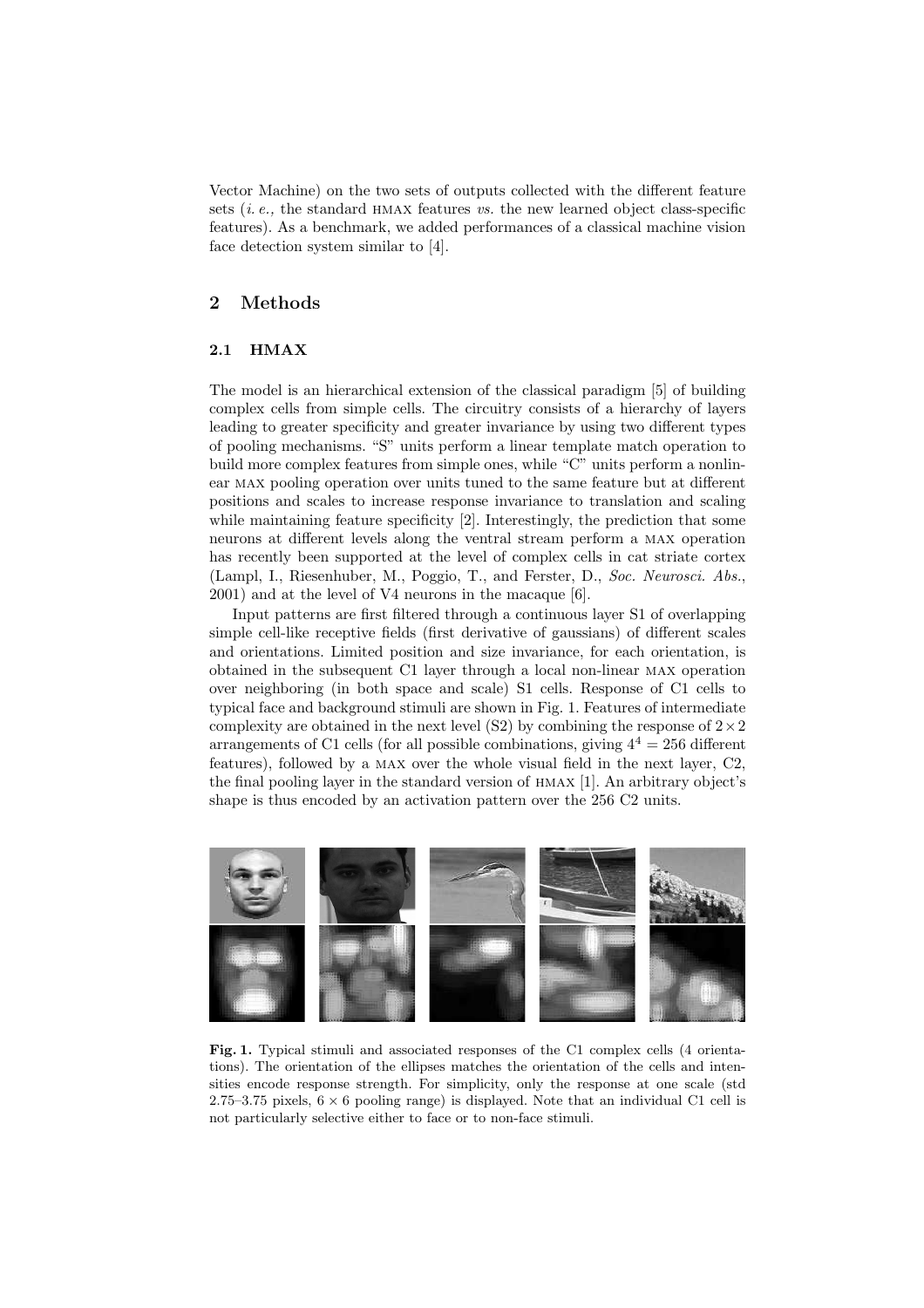Vector Machine) on the two sets of outputs collected with the different feature sets (*i. e.,* the standard HMAX features *vs.* the new learned object class-specific features). As a benchmark, we added performances of a classical machine vision face detection system similar to [4].

## 2 Methods

### 2.1 HMAX

The model is an hierarchical extension of the classical paradigm [5] of building complex cells from simple cells. The circuitry consists of a hierarchy of layers leading to greater specificity and greater invariance by using two different types of pooling mechanisms. "S" units perform a linear template match operation to build more complex features from simple ones, while "C" units perform a nonlinear MAX pooling operation over units tuned to the same feature but at different positions and scales to increase response invariance to translation and scaling while maintaining feature specificity [2]. Interestingly, the prediction that some neurons at different levels along the ventral stream perform a MAX operation has recently been supported at the level of complex cells in cat striate cortex (Lampl, I., Riesenhuber, M., Poggio, T., and Ferster, D., *Soc. Neurosci. Abs.*, 2001) and at the level of V4 neurons in the macaque [6].

Input patterns are first filtered through a continuous layer S1 of overlapping simple cell-like receptive fields (first derivative of gaussians) of different scales and orientations. Limited position and size invariance, for each orientation, is obtained in the subsequent C1 layer through a local non-linear MAX operation over neighboring (in both space and scale) S1 cells. Response of C1 cells to typical face and background stimuli are shown in Fig. 1. Features of intermediate complexity are obtained in the next level (S2) by combining the response of $2 \times 2$ arrangements of C1 cells (for all possible combinations, giving $4^4 = 256$ different features), followed by a MAX over the whole visual field in the next layer, C2, the final pooling layer in the standard version of HMAX [1]. An arbitrary object's shape is thus encoded by an activation pattern over the 256 C2 units.

**Fig. 1.** Typical stimuli and associated responses of the C1 complex cells (4 orientations). The orientation of the ellipses matches the orientation of the cells and intensities encode response strength. For simplicity, only the response at one scale (std 2.75–3.75 pixels, $6 \times 6$ pooling range) is displayed. Note that an individual C1 cell is not particularly selective either to face or to non-face stimuli.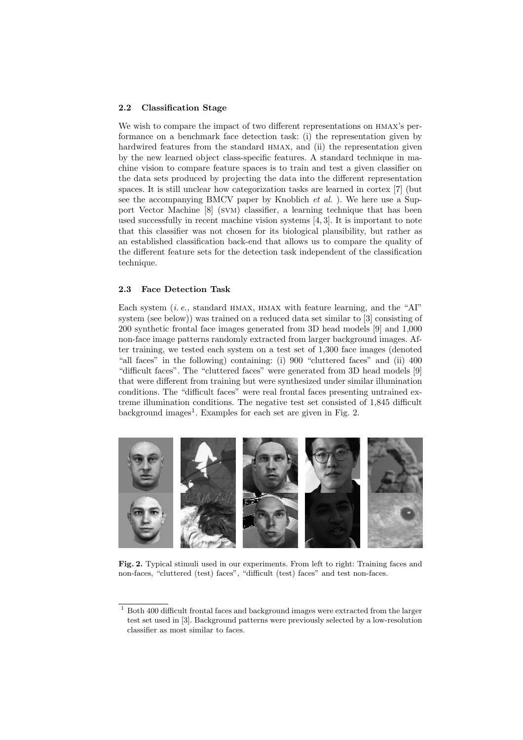### 2.2 Classification Stage

We wish to compare the impact of two different representations on HMAX's performance on a benchmark face detection task: (i) the representation given by hardwired features from the standard HMAX, and (ii) the representation given by the new learned object class-specific features. A standard technique in machine vision to compare feature spaces is to train and test a given classifier on the data sets produced by projecting the data into the different representation spaces. It is still unclear how categorization tasks are learned in cortex [7] (but see the accompanying BMCV paper by Knoblich *et al.* ). We here use a Support Vector Machine [8] (SVM) classifier, a learning technique that has been used successfully in recent machine vision systems [4, 3]. It is important to note that this classifier was not chosen for its biological plausibility, but rather as an established classification back-end that allows us to compare the quality of the different feature sets for the detection task independent of the classification technique.

### 2.3 Face Detection Task

Each system (*i. e.,* standard HMAX, HMAX with feature learning, and the "AI" system (see below)) was trained on a reduced data set similar to [3] consisting of 200 synthetic frontal face images generated from 3D head models [9] and 1,000 non-face image patterns randomly extracted from larger background images. After training, we tested each system on a test set of 1,300 face images (denoted "all faces" in the following) containing: (i) 900 "cluttered faces" and (ii) 400 "difficult faces". The "cluttered faces" were generated from 3D head models [9] that were different from training but were synthesized under similar illumination conditions. The "difficult faces" were real frontal faces presenting untrained extreme illumination conditions. The negative test set consisted of 1,845 difficult background images[1]. Examples for each set are given in Fig. 2.

**Fig. 2.** Typical stimuli used in our experiments. From left to right: Training faces and non-faces, "cluttered (test) faces", "difficult (test) faces" and test non-faces.

[1] Both 400 difficult frontal faces and background images were extracted from the larger test set used in [3]. Background patterns were previously selected by a low-resolution classifier as most similar to faces.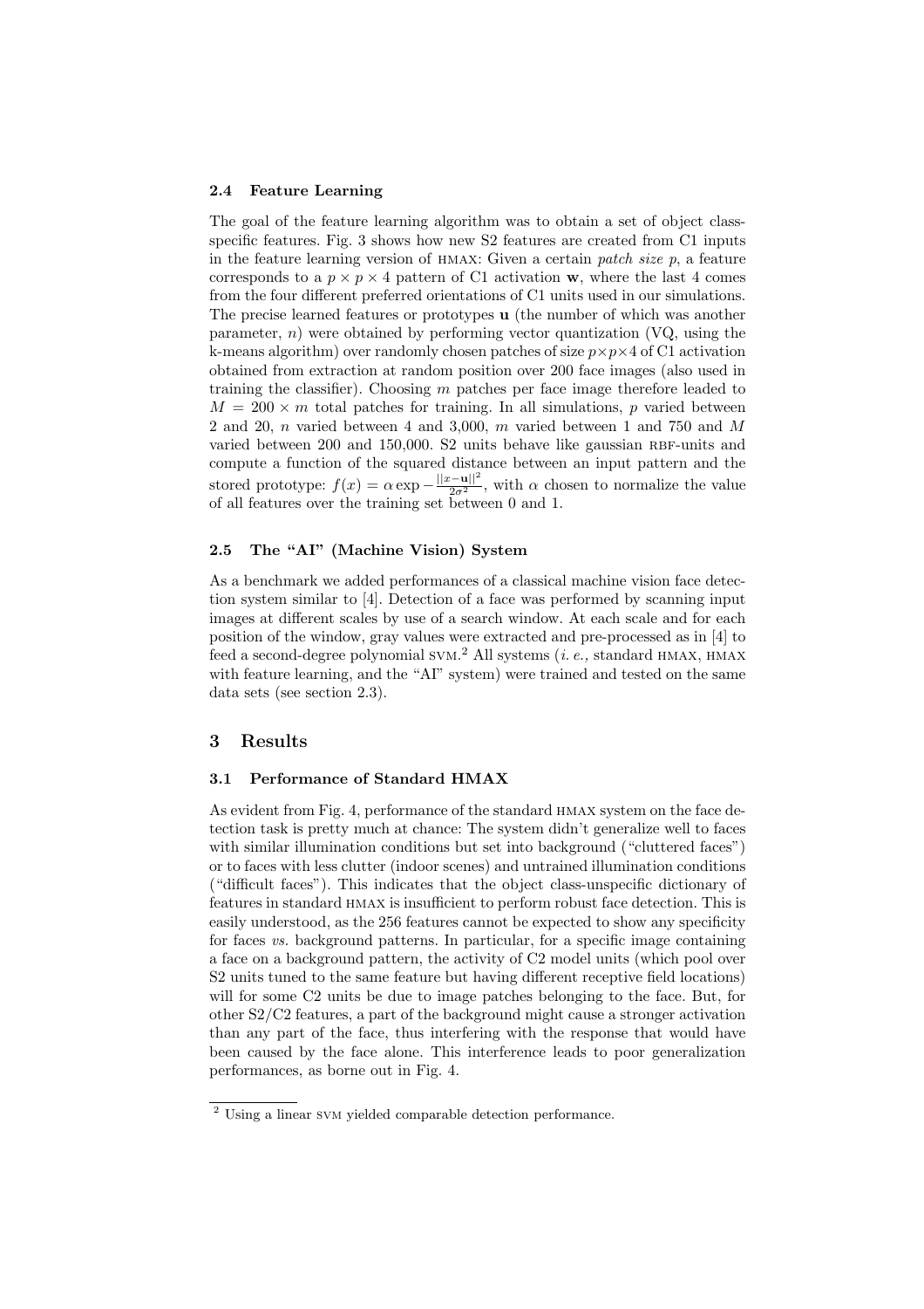### 2.4 Feature Learning

The goal of the feature learning algorithm was to obtain a set of object class-specific features. Fig. 3 shows how new S2 features are created from C1 inputs in the feature learning version of HMAX: Given a certain *patch size* $p$, a feature corresponds to a $p \times p \times 4$ pattern of C1 activation $\mathbf{w}$, where the last 4 comes from the four different preferred orientations of C1 units used in our simulations. The precise learned features or prototypes $\mathbf{u}$ (the number of which was another parameter, $n$) were obtained by performing vector quantization (VQ, using the k-means algorithm) over randomly chosen patches of size $p \times p \times 4$ of C1 activation obtained from extraction at random position over 200 face images (also used in training the classifier). Choosing $m$ patches per face image therefore leaded to $M = 200 \times m$ total patches for training. In all simulations, $p$ varied between 2 and 20, $n$ varied between 4 and 3,000, $m$ varied between 1 and 750 and $M$ varied between 200 and 150,000. S2 units behave like gaussian RBF-units and compute a function of the squared distance between an input pattern and the stored prototype: $f(x) = \alpha \exp - \frac{||x - \mathbf{u}||^2}{2\sigma^2}$, with $\alpha$ chosen to normalize the value of all features over the training set between 0 and 1.

### 2.5 The "AI" (Machine Vision) System

As a benchmark we added performances of a classical machine vision face detection system similar to [4]. Detection of a face was performed by scanning input images at different scales by use of a search window. At each scale and for each position of the window, gray values were extracted and pre-processed as in [4] to feed a second-degree polynomial SVM.[2] All systems (*i. e.*, standard HMAX, HMAX with feature learning, and the "AI" system) were trained and tested on the same data sets (see section 2.3).

## 3 Results

### 3.1 Performance of Standard HMAX

As evident from Fig. 4, performance of the standard HMAX system on the face detection task is pretty much at chance: The system didn't generalize well to faces with similar illumination conditions but set into background ("cluttered faces") or to faces with less clutter (indoor scenes) and untrained illumination conditions ("difficult faces"). This indicates that the object class-unspecific dictionary of features in standard HMAX is insufficient to perform robust face detection. This is easily understood, as the 256 features cannot be expected to show any specificity for faces *vs.* background patterns. In particular, for a specific image containing a face on a background pattern, the activity of C2 model units (which pool over S2 units tuned to the same feature but having different receptive field locations) will for some C2 units be due to image patches belonging to the face. But, for other S2/C2 features, a part of the background might cause a stronger activation than any part of the face, thus interfering with the response that would have been caused by the face alone. This interference leads to poor generalization performances, as borne out in Fig. 4.

---

[2] Using a linear SVM yielded comparable detection performance.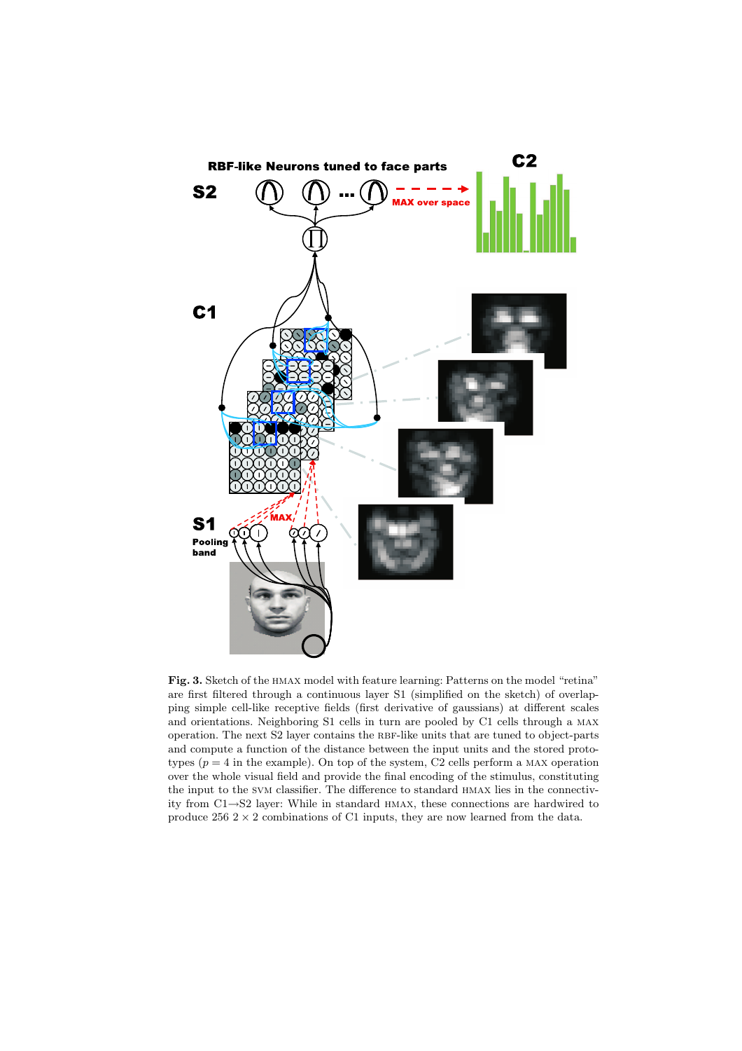RBF-like Neurons tuned to face parts

S2

MAX over space

C2

C1

S1

MAX

Pooling band

**Fig. 3.** Sketch of the HMAX model with feature learning: Patterns on the model "retina" are first filtered through a continuous layer S1 (simplified on the sketch) of overlapping simple cell-like receptive fields (first derivative of gaussians) at different scales and orientations. Neighboring S1 cells in turn are pooled by C1 cells through a MAX operation. The next S2 layer contains the RBF-like units that are tuned to object-parts and compute a function of the distance between the input units and the stored prototypes ($p = 4$ in the example). On top of the system, C2 cells perform a MAX operation over the whole visual field and provide the final encoding of the stimulus, constituting the input to the SVM classifier. The difference to standard HMAX lies in the connectivity from C1→S2 layer: While in standard HMAX, these connections are hardwired to produce 256 $2 \times 2$ combinations of C1 inputs, they are now learned from the data.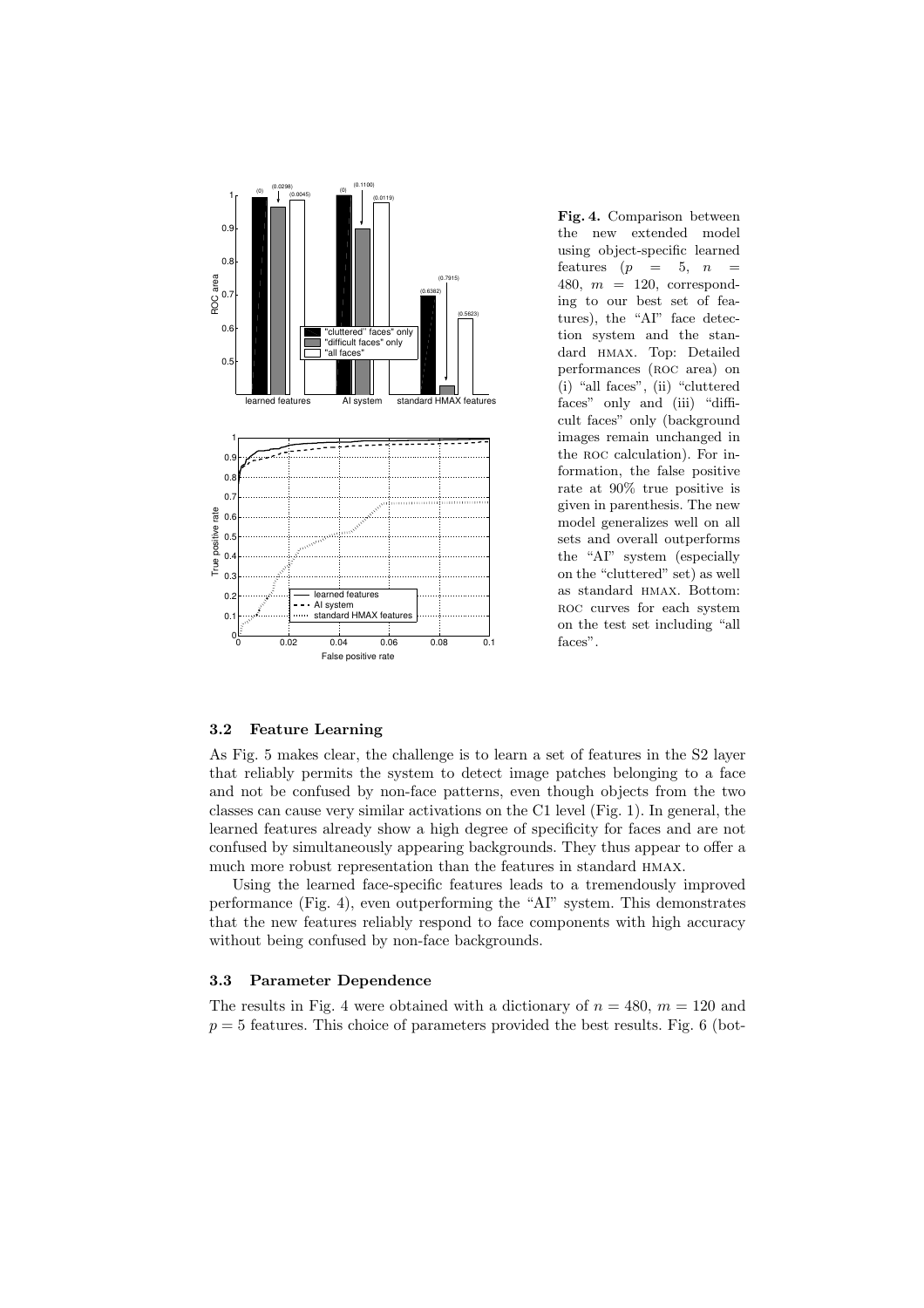(0) (0.0298) (0.0045) (0) (0.1100) (0.0119) (0.7915) (0.6382) (0.5623)

1
0.9
0.8
0.7
0.6
0.5

ROC area

"cluttered" faces" only
"difficult faces" only
"all faces"

learned features AI system standard HMAX features

1
0.9
0.8
0.7
0.6
0.5
0.4
0.3
0.2
0.1
0

True positive rate

learned features
AI system
standard HMAX features

0 0.02 0.04 0.06 0.08 0.1

False positive rate

**Fig. 4.** Comparison between the new extended model using object-specific learned features ($p = 5$, $n = 480$, $m = 120$, corresponding to our best set of features), the "AI" face detection system and the standard HMAX. Top: Detailed performances (ROC area) on (i) "all faces", (ii) "cluttered faces" only and (iii) "difficult faces" only (background images remain unchanged in the ROC calculation). For information, the false positive rate at 90% true positive is given in parenthesis. The new model generalizes well on all sets and overall outperforms the "AI" system (especially on the "cluttered" set) as well as standard HMAX. Bottom: ROC curves for each system on the test set including "all faces".

### 3.2 Feature Learning

As Fig. 5 makes clear, the challenge is to learn a set of features in the S2 layer that reliably permits the system to detect image patches belonging to a face and not be confused by non-face patterns, even though objects from the two classes can cause very similar activations on the C1 level (Fig. 1). In general, the learned features already show a high degree of specificity for faces and are not confused by simultaneously appearing backgrounds. They thus appear to offer a much more robust representation than the features in standard HMAX.

Using the learned face-specific features leads to a tremendously improved performance (Fig. 4), even outperforming the "AI" system. This demonstrates that the new features reliably respond to face components with high accuracy without being confused by non-face backgrounds.

### 3.3 Parameter Dependence

The results in Fig. 4 were obtained with a dictionary of $n = 480$, $m = 120$ and $p = 5$ features. This choice of parameters provided the best results. Fig. 6 (bot-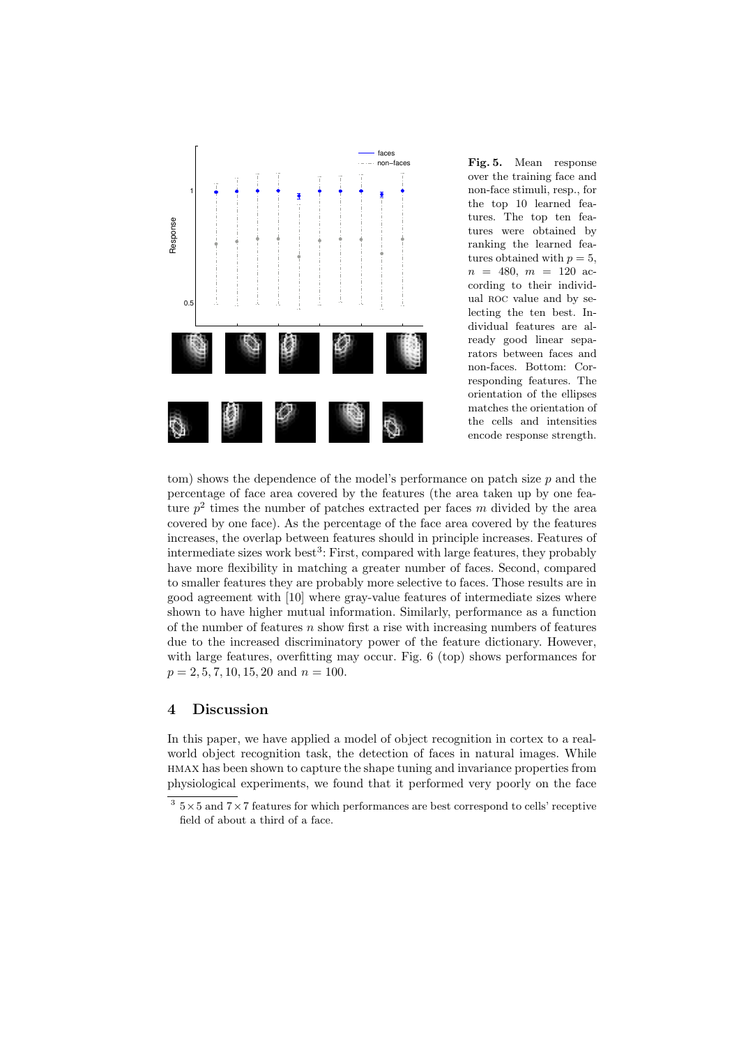faces
non–faces
Response
1
0.5

**Fig. 5.** Mean response over the training face and non-face stimuli, resp., for the top 10 learned features. The top ten features were obtained by ranking the learned features obtained with $p = 5$, $n = 480$, $m = 120$ according to their individual ROC value and by selecting the ten best. Individual features are already good linear separators between faces and non-faces. Bottom: Corresponding features. The orientation of the ellipses matches the orientation of the cells and intensities encode response strength.

tom) shows the dependence of the model's performance on patch size $p$ and the percentage of face area covered by the features (the area taken up by one feature $p^2$ times the number of patches extracted per faces $m$ divided by the area covered by one face). As the percentage of the face area covered by the features increases, the overlap between features should in principle increases. Features of intermediate sizes work best[3]: First, compared with large features, they probably have more flexibility in matching a greater number of faces. Second, compared to smaller features they are probably more selective to faces. Those results are in good agreement with [10] where gray-value features of intermediate sizes where shown to have higher mutual information. Similarly, performance as a function of the number of features $n$ show first a rise with increasing numbers of features due to the increased discriminatory power of the feature dictionary. However, with large features, overfitting may occur. Fig. 6 (top) shows performances for $p = 2, 5, 7, 10, 15, 20$ and $n = 100$.

## 4 Discussion

In this paper, we have applied a model of object recognition in cortex to a real-world object recognition task, the detection of faces in natural images. While HMAX has been shown to capture the shape tuning and invariance properties from physiological experiments, we found that it performed very poorly on the face

[3] $5 \times 5$ and $7 \times 7$ features for which performances are best correspond to cells' receptive field of about a third of a face.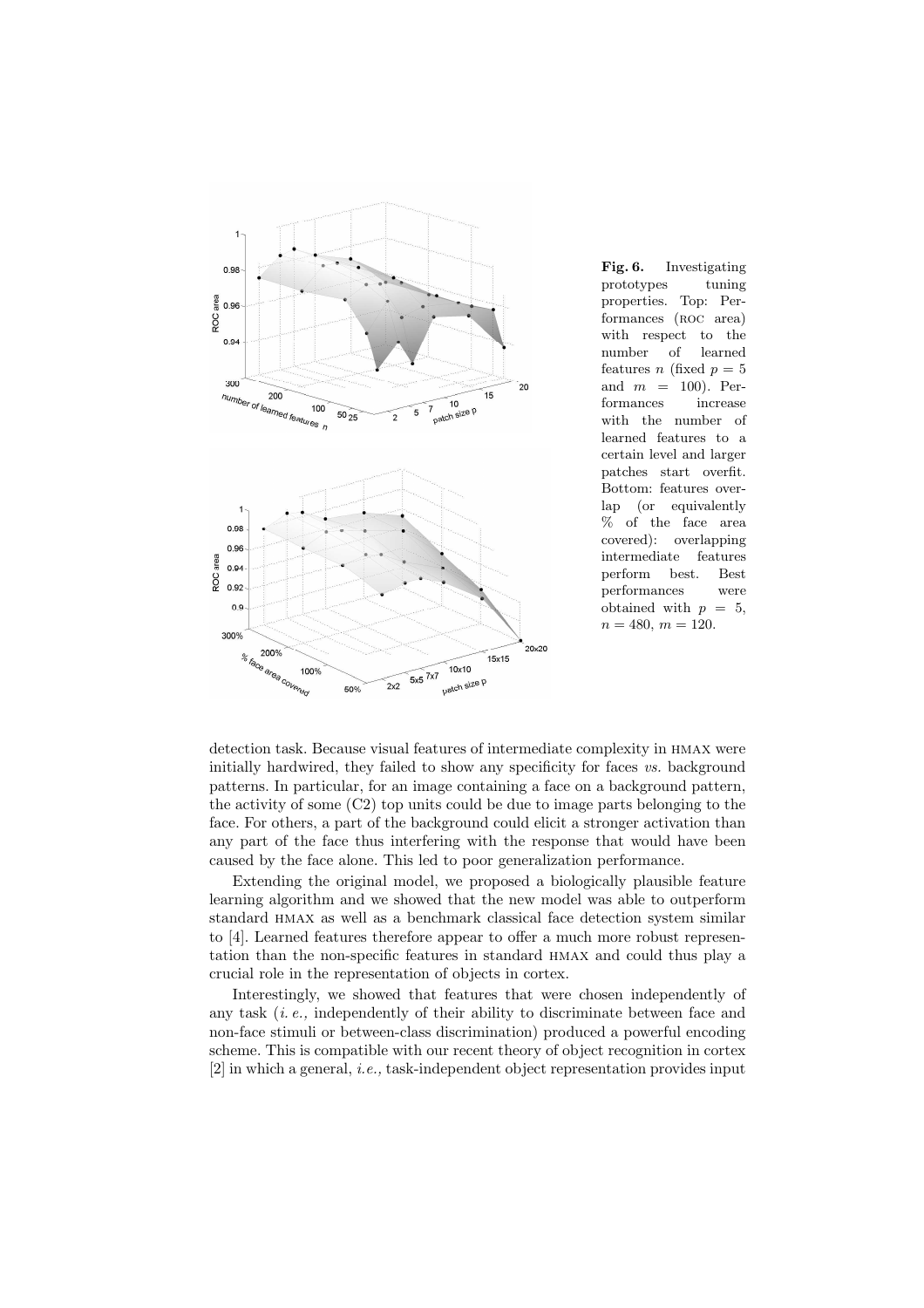1

0.98

0.96

0.94

ROC area

300

200

number of learned features n

100

50 25

2 5 7 10 15 20

patch size p

1

0.98

0.96

0.94

0.92

0.9

ROC area

300%

200%

% face area covered

100%

50%

2x2 5x5 7x7 10x10 15x15 20x20

patch size p

**Fig. 6.** Investigating prototypes tuning properties. Top: Performances (ROC area) with respect to the number of learned features $n$ (fixed $p = 5$ and $m = 100$). Performances increase with the number of learned features to a certain level and larger patches start overfit. Bottom: features overlap (or equivalently % of the face area covered): overlapping intermediate features perform best. Best performances were obtained with $p = 5$, $n = 480$, $m = 120$.

detection task. Because visual features of intermediate complexity in HMAX were initially hardwired, they failed to show any specificity for faces *vs.* background patterns. In particular, for an image containing a face on a background pattern, the activity of some (C2) top units could be due to image parts belonging to the face. For others, a part of the background could elicit a stronger activation than any part of the face thus interfering with the response that would have been caused by the face alone. This led to poor generalization performance.

Extending the original model, we proposed a biologically plausible feature learning algorithm and we showed that the new model was able to outperform standard HMAX as well as a benchmark classical face detection system similar to [4]. Learned features therefore appear to offer a much more robust representation than the non-specific features in standard HMAX and could thus play a crucial role in the representation of objects in cortex.

Interestingly, we showed that features that were chosen independently of any task (*i. e.,* independently of their ability to discriminate between face and non-face stimuli or between-class discrimination) produced a powerful encoding scheme. This is compatible with our recent theory of object recognition in cortex [2] in which a general, *i.e.,* task-independent object representation provides input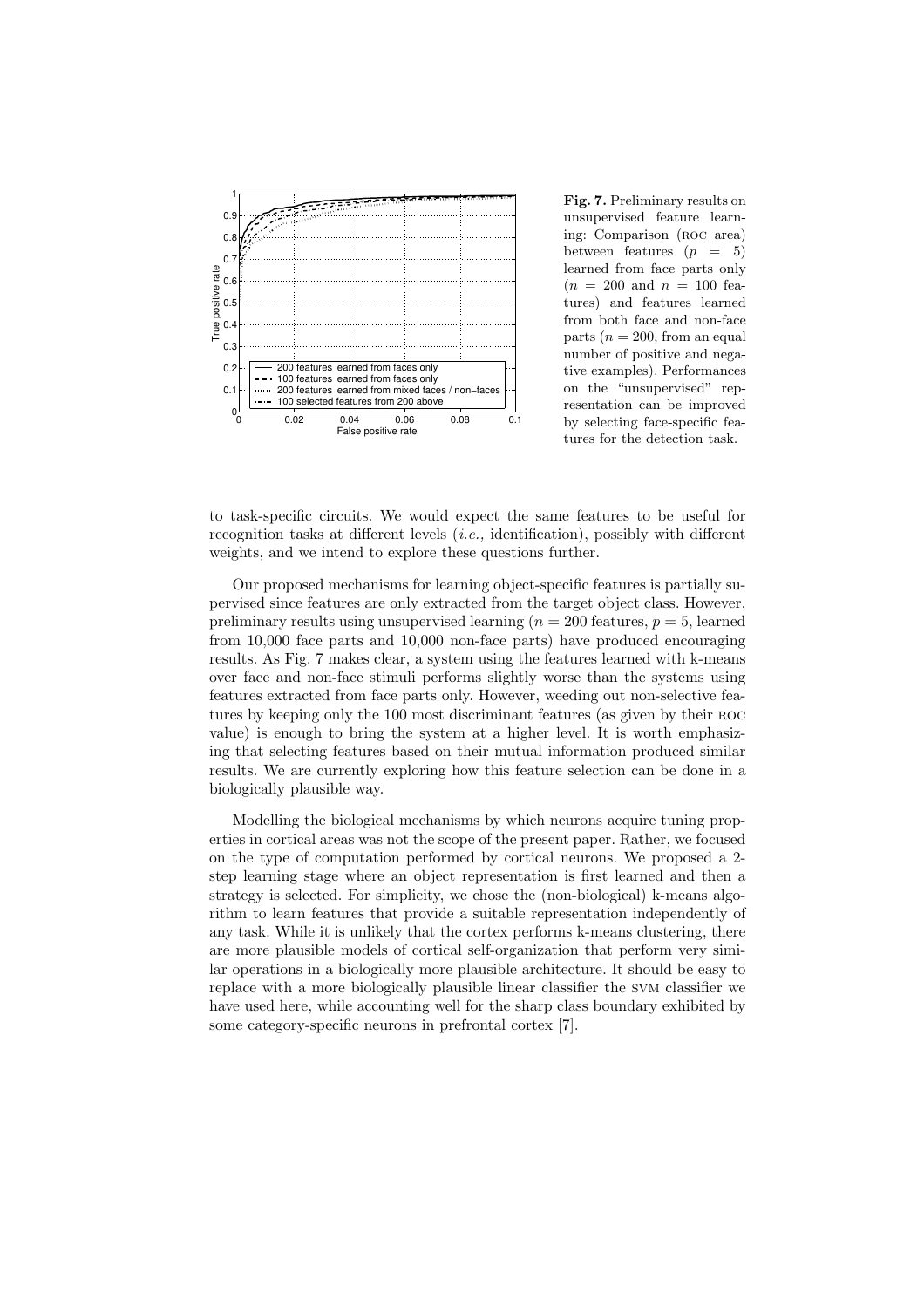True positive rate
1
0.9
0.8
0.7
0.6
0.5
0.4
0.3
0.2
0.1
0

False positive rate
0
0.02
0.04
0.06
0.08
0.1

200 features learned from faces only
100 features learned from faces only
200 features learned from mixed faces / non−faces
100 selected features from 200 above

**Fig. 7.** Preliminary results on unsupervised feature learning: Comparison (ROC area) between features ($p = 5$) learned from face parts only ($n = 200$ and $n = 100$ features) and features learned from both face and non-face parts ($n = 200$, from an equal number of positive and negative examples). Performances on the "unsupervised" representation can be improved by selecting face-specific features for the detection task.

to task-specific circuits. We would expect the same features to be useful for recognition tasks at different levels (*i.e.,* identification), possibly with different weights, and we intend to explore these questions further.

Our proposed mechanisms for learning object-specific features is partially supervised since features are only extracted from the target object class. However, preliminary results using unsupervised learning ($n = 200$ features, $p = 5$, learned from 10,000 face parts and 10,000 non-face parts) have produced encouraging results. As Fig. 7 makes clear, a system using the features learned with k-means over face and non-face stimuli performs slightly worse than the systems using features extracted from face parts only. However, weeding out non-selective features by keeping only the 100 most discriminant features (as given by their ROC value) is enough to bring the system at a higher level. It is worth emphasizing that selecting features based on their mutual information produced similar results. We are currently exploring how this feature selection can be done in a biologically plausible way.

Modelling the biological mechanisms by which neurons acquire tuning properties in cortical areas was not the scope of the present paper. Rather, we focused on the type of computation performed by cortical neurons. We proposed a 2-step learning stage where an object representation is first learned and then a strategy is selected. For simplicity, we chose the (non-biological) k-means algorithm to learn features that provide a suitable representation independently of any task. While it is unlikely that the cortex performs k-means clustering, there are more plausible models of cortical self-organization that perform very similar operations in a biologically more plausible architecture. It should be easy to replace with a more biologically plausible linear classifier the SVM classifier we have used here, while accounting well for the sharp class boundary exhibited by some category-specific neurons in prefrontal cortex [7].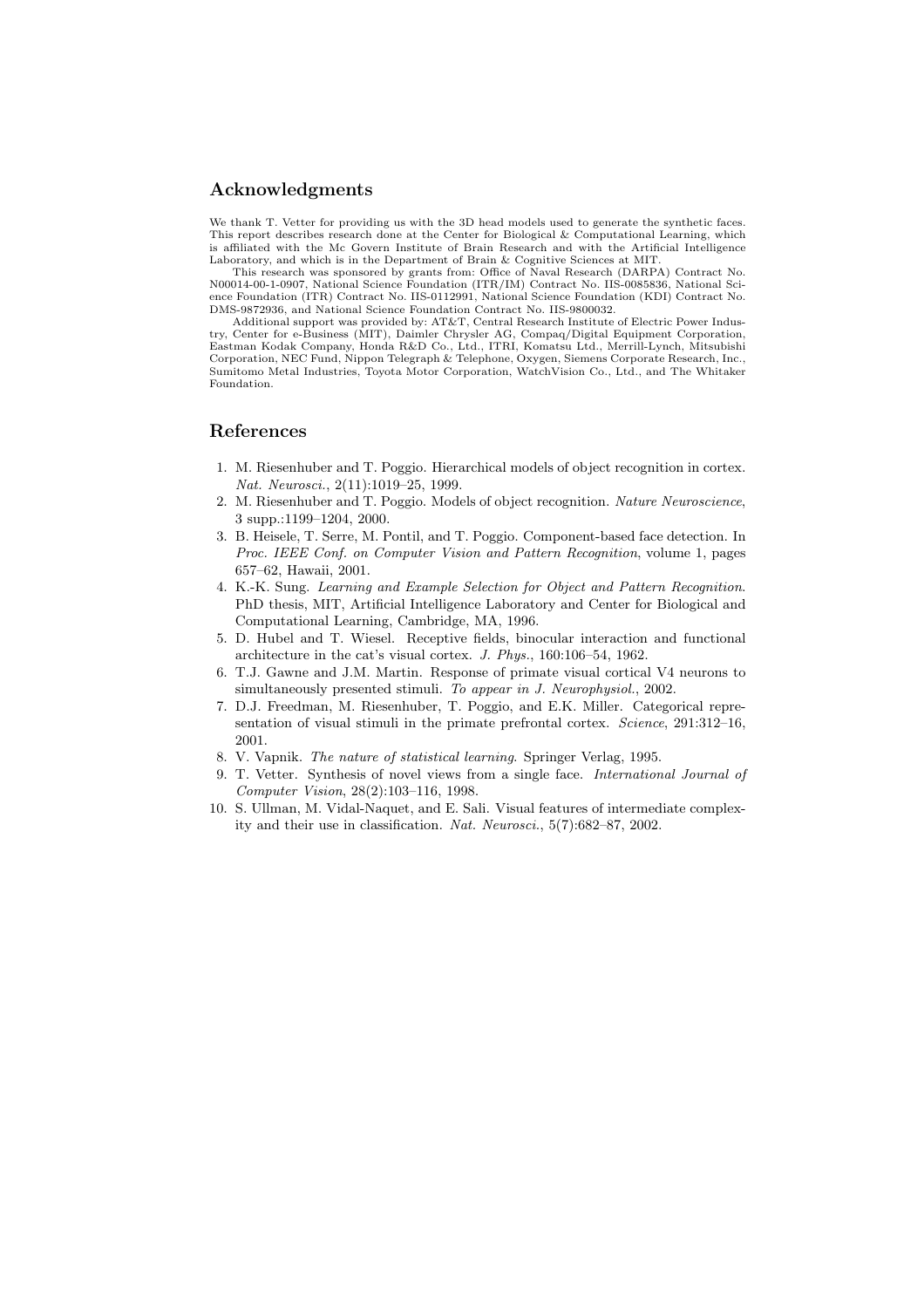## Acknowledgments

We thank T. Vetter for providing us with the 3D head models used to generate the synthetic faces. This report describes research done at the Center for Biological & Computational Learning, which is affiliated with the Mc Govern Institute of Brain Research and with the Artificial Intelligence Laboratory, and which is in the Department of Brain & Cognitive Sciences at MIT.

This research was sponsored by grants from: Office of Naval Research (DARPA) Contract No. N00014-00-1-0907, National Science Foundation (ITR/IM) Contract No. IIS-0085836, National Science Foundation (ITR) Contract No. IIS-0112991, National Science Foundation (KDI) Contract No. DMS-9872936, and National Science Foundation Contract No. IIS-9800032.

Additional support was provided by: AT&T, Central Research Institute of Electric Power Industry, Center for e-Business (MIT), Daimler Chrysler AG, Compaq/Digital Equipment Corporation, Eastman Kodak Company, Honda R&D Co., Ltd., ITRI, Komatsu Ltd., Merrill-Lynch, Mitsubishi Corporation, NEC Fund, Nippon Telegraph & Telephone, Oxygen, Siemens Corporate Research, Inc., Sumitomo Metal Industries, Toyota Motor Corporation, WatchVision Co., Ltd., and The Whitaker Foundation.

## References

1. M. Riesenhuber and T. Poggio. Hierarchical models of object recognition in cortex. *Nat. Neurosci.*, 2(11):1019–25, 1999.
2. M. Riesenhuber and T. Poggio. Models of object recognition. *Nature Neuroscience*, 3 supp.:1199–1204, 2000.
3. B. Heisele, T. Serre, M. Pontil, and T. Poggio. Component-based face detection. In *Proc. IEEE Conf. on Computer Vision and Pattern Recognition*, volume 1, pages 657–62, Hawaii, 2001.
4. K.-K. Sung. *Learning and Example Selection for Object and Pattern Recognition*. PhD thesis, MIT, Artificial Intelligence Laboratory and Center for Biological and Computational Learning, Cambridge, MA, 1996.
5. D. Hubel and T. Wiesel. Receptive fields, binocular interaction and functional architecture in the cat's visual cortex. *J. Phys.*, 160:106–54, 1962.
6. T.J. Gawne and J.M. Martin. Response of primate visual cortical V4 neurons to simultaneously presented stimuli. *To appear in J. Neurophysiol.*, 2002.
7. D.J. Freedman, M. Riesenhuber, T. Poggio, and E.K. Miller. Categorical representation of visual stimuli in the primate prefrontal cortex. *Science*, 291:312–16, 2001.
8. V. Vapnik. *The nature of statistical learning*. Springer Verlag, 1995.
9. T. Vetter. Synthesis of novel views from a single face. *International Journal of Computer Vision*, 28(2):103–116, 1998.
10. S. Ullman, M. Vidal-Naquet, and E. Sali. Visual features of intermediate complexity and their use in classification. *Nat. Neurosci.*, 5(7):682–87, 2002.